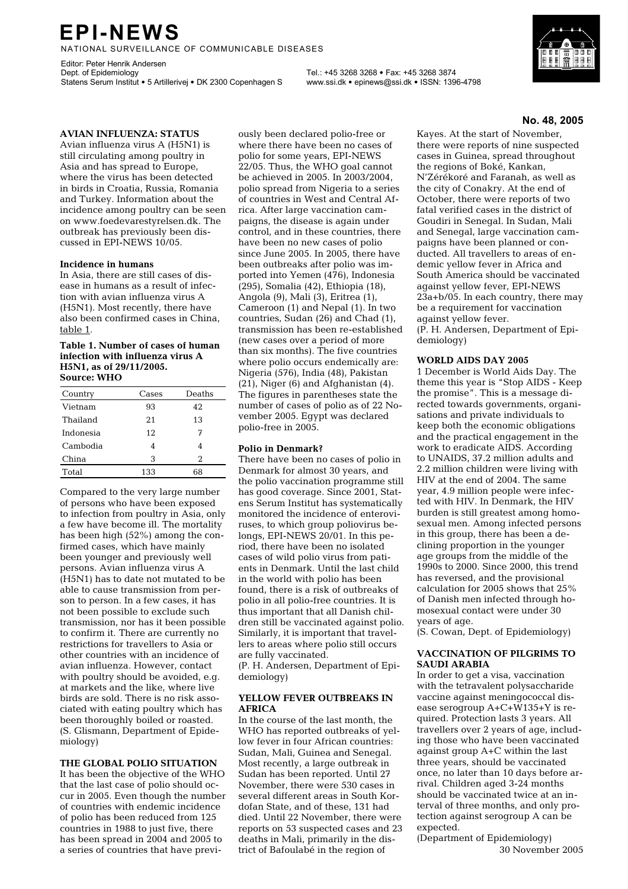# EPI-NEWS

NATIONAL SURVEILLANCE OF COMMUNICABLE DISEASES

Editor: Peter Henrik Andersen
Dept. of Epidemiology
Statens Serum Institut • 5 Artillerivej • DK 2300 Copenhagen S

Tel.: +45 3268 3268 • Fax: +45 3268 3874
www.ssi.dk • epinews@ssi.dk • ISSN: 1396-4798

**No. 48, 2005**

## AVIAN INFLUENZA: STATUS

Avian influenza virus A (H5N1) is still circulating among poultry in Asia and has spread to Europe, where the virus has been detected in birds in Croatia, Russia, Romania and Turkey. Information about the incidence among poultry can be seen on www.foedevarestyrelsen.dk. The outbreak has previously been discussed in EPI-NEWS 10/05.

### Incidence in humans

In Asia, there are still cases of disease in humans as a result of infection with avian influenza virus A (H5N1). Most recently, there have also been confirmed cases in China, table 1.

**Table 1. Number of cases of human infection with influenza virus A H5N1, as of 29/11/2005. Source: WHO**

| Country | Cases | Deaths |
|---|---|---|
| Vietnam | 93 | 42 |
| Thailand | 21 | 13 |
| Indonesia | 12 | 7 |
| Cambodia | 4 | 4 |
| China | 3 | 2 |
| Total | 133 | 68 |

Compared to the very large number of persons who have been exposed to infection from poultry in Asia, only a few have become ill. The mortality has been high (52%) among the confirmed cases, which have mainly been younger and previously well persons. Avian influenza virus A (H5N1) has to date not mutated to be able to cause transmission from person to person. In a few cases, it has not been possible to exclude such transmission, nor has it been possible to confirm it. There are currently no restrictions for travellers to Asia or other countries with an incidence of avian influenza. However, contact with poultry should be avoided, e.g. at markets and the like, where live birds are sold. There is no risk associated with eating poultry which has been thoroughly boiled or roasted.
(S. Glismann, Department of Epidemiology)

## THE GLOBAL POLIO SITUATION

It has been the objective of the WHO that the last case of polio should occur in 2005. Even though the number of countries with endemic incidence of polio has been reduced from 125 countries in 1988 to just five, there has been spread in 2004 and 2005 to a series of countries that have previously been declared polio-free or where there have been no cases of polio for some years, EPI-NEWS 22/05. Thus, the WHO goal cannot be achieved in 2005. In 2003/2004, polio spread from Nigeria to a series of countries in West and Central Africa. After large vaccination campaigns, the disease is again under control, and in these countries, there have been no new cases of polio since June 2005. In 2005, there have been outbreaks after polio was imported into Yemen (476), Indonesia (295), Somalia (42), Ethiopia (18), Angola (9), Mali (3), Eritrea (1), Cameroon (1) and Nepal (1). In two countries, Sudan (26) and Chad (1), transmission has been re-established (new cases over a period of more than six months). The five countries where polio occurs endemically are: Nigeria (576), India (48), Pakistan (21), Niger (6) and Afghanistan (4). The figures in parentheses state the number of cases of polio as of 22 November 2005. Egypt was declared polio-free in 2005.

### Polio in Denmark?

There have been no cases of polio in Denmark for almost 30 years, and the polio vaccination programme still has good coverage. Since 2001, Statens Serum Institut has systematically monitored the incidence of enteroviruses, to which group poliovirus belongs, EPI-NEWS 20/01. In this period, there have been no isolated cases of wild polio virus from patients in Denmark. Until the last child in the world with polio has been found, there is a risk of outbreaks of polio in all polio-free countries. It is thus important that all Danish children still be vaccinated against polio. Similarly, it is important that travellers to areas where polio still occurs are fully vaccinated.
(P. H. Andersen, Department of Epidemiology)

## YELLOW FEVER OUTBREAKS IN AFRICA

In the course of the last month, the WHO has reported outbreaks of yellow fever in four African countries: Sudan, Mali, Guinea and Senegal. Most recently, a large outbreak in Sudan has been reported. Until 27 November, there were 530 cases in several different areas in South Kordofan State, and of these, 131 had died. Until 22 November, there were reports on 53 suspected cases and 23 deaths in Mali, primarily in the district of Bafoulabé in the region of Kayes. At the start of November, there were reports of nine suspected cases in Guinea, spread throughout the regions of Boké, Kankan, N'Zérékoré and Faranah, as well as the city of Conakry. At the end of October, there were reports of two fatal verified cases in the district of Goudiri in Senegal. In Sudan, Mali and Senegal, large vaccination campaigns have been planned or conducted. All travellers to areas of endemic yellow fever in Africa and South America should be vaccinated against yellow fever, EPI-NEWS 23a+b/05. In each country, there may be a requirement for vaccination against yellow fever.
(P. H. Andersen, Department of Epidemiology)

## WORLD AIDS DAY 2005

1 December is World Aids Day. The theme this year is "Stop AIDS - Keep the promise". This is a message directed towards governments, organisations and private individuals to keep both the economic obligations and the practical engagement in the work to eradicate AIDS. According to UNAIDS, 37.2 million adults and 2.2 million children were living with HIV at the end of 2004. The same year, 4.9 million people were infected with HIV. In Denmark, the HIV burden is still greatest among homosexual men. Among infected persons in this group, there has been a declining proportion in the younger age groups from the middle of the 1990s to 2000. Since 2000, this trend has reversed, and the provisional calculation for 2005 shows that 25% of Danish men infected through homosexual contact were under 30 years of age.
(S. Cowan, Dept. of Epidemiology)

## VACCINATION OF PILGRIMS TO SAUDI ARABIA

In order to get a visa, vaccination with the tetravalent polysaccharide vaccine against meningococcal disease serogroup A+C+W135+Y is required. Protection lasts 3 years. All travellers over 2 years of age, including those who have been vaccinated against group A+C within the last three years, should be vaccinated once, no later than 10 days before arrival. Children aged 3-24 months should be vaccinated twice at an interval of three months, and only protection against serogroup A can be expected.
(Department of Epidemiology)

30 November 2005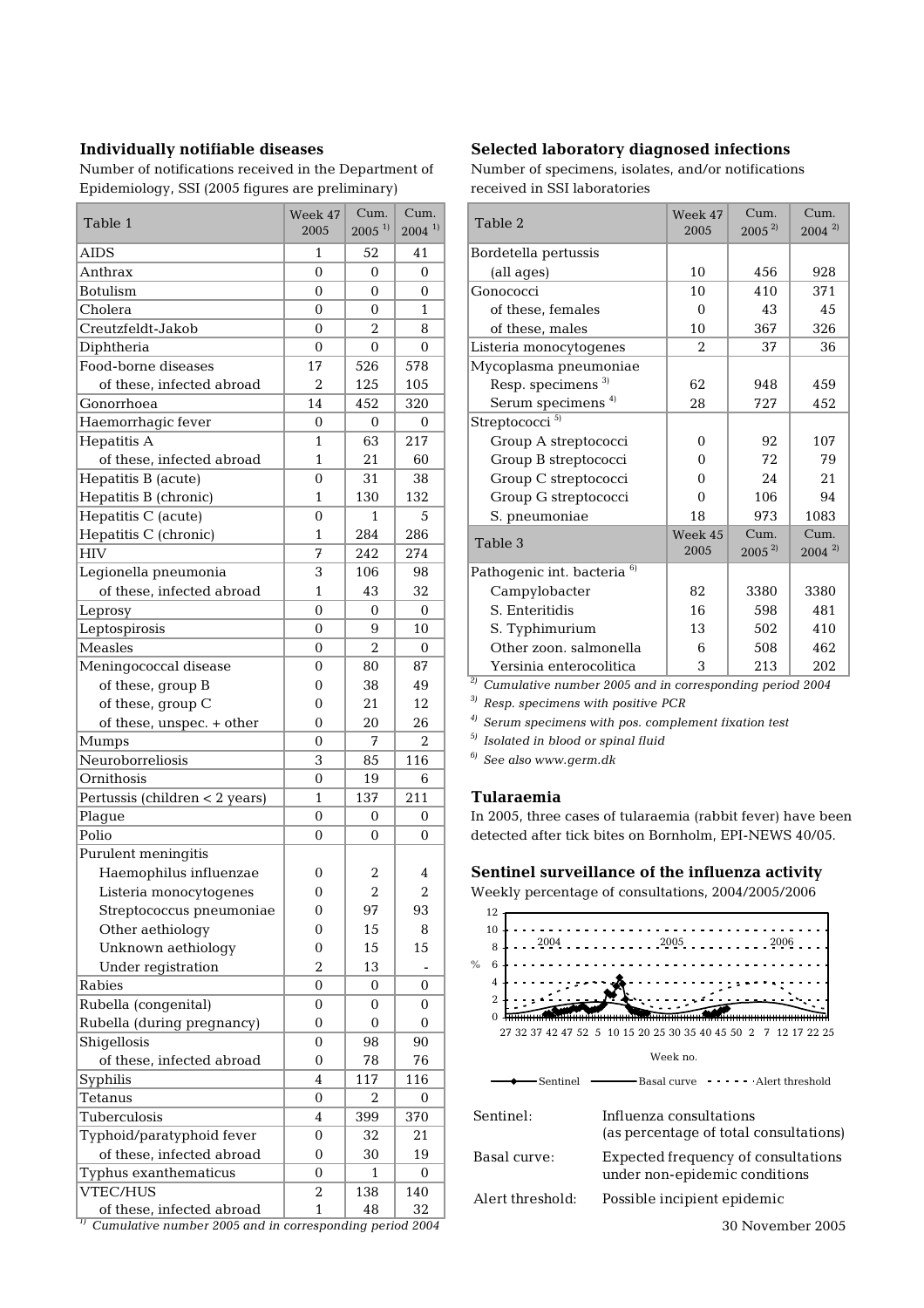### Individually notifiable diseases

Number of notifications received in the Department of Epidemiology, SSI (2005 figures are preliminary)

| Table 1 | Week 47 2005 | Cum. 2005 [1] | Cum. 2004 [1] |
|---|---|---|---|
| AIDS | 1 | 52 | 41 |
| Anthrax | 0 | 0 | 0 |
| Botulism | 0 | 0 | 0 |
| Cholera | 0 | 0 | 1 |
| Creutzfeldt-Jakob | 0 | 2 | 8 |
| Diphtheria | 0 | 0 | 0 |
| Food-borne diseases | 17 | 526 | 578 |
| of these, infected abroad | 2 | 125 | 105 |
| Gonorrhoea | 14 | 452 | 320 |
| Haemorrhagic fever | 0 | 0 | 0 |
| Hepatitis A | 1 | 63 | 217 |
| of these, infected abroad | 1 | 21 | 60 |
| Hepatitis B (acute) | 0 | 31 | 38 |
| Hepatitis B (chronic) | 1 | 130 | 132 |
| Hepatitis C (acute) | 0 | 1 | 5 |
| Hepatitis C (chronic) | 1 | 284 | 286 |
| HIV | 7 | 242 | 274 |
| Legionella pneumonia | 3 | 106 | 98 |
| of these, infected abroad | 1 | 43 | 32 |
| Leprosy | 0 | 0 | 0 |
| Leptospirosis | 0 | 9 | 10 |
| Measles | 0 | 2 | 0 |
| Meningococcal disease | 0 | 80 | 87 |
| of these, group B | 0 | 38 | 49 |
| of these, group C | 0 | 21 | 12 |
| of these, unspec. + other | 0 | 20 | 26 |
| Mumps | 0 | 7 | 2 |
| Neuroborreliosis | 3 | 85 | 116 |
| Ornithosis | 0 | 19 | 6 |
| Pertussis (children < 2 years) | 1 | 137 | 211 |
| Plague | 0 | 0 | 0 |
| Polio | 0 | 0 | 0 |
| Purulent meningitis | | | |
| Haemophilus influenzae | 0 | 2 | 4 |
| Listeria monocytogenes | 0 | 2 | 2 |
| Streptococcus pneumoniae | 0 | 97 | 93 |
| Other aethiology | 0 | 15 | 8 |
| Unknown aethiology | 0 | 15 | 15 |
| Under registration | 2 | 13 | - |
| Rabies | 0 | 0 | 0 |
| Rubella (congenital) | 0 | 0 | 0 |
| Rubella (during pregnancy) | 0 | 0 | 0 |
| Shigellosis | 0 | 98 | 90 |
| of these, infected abroad | 0 | 78 | 76 |
| Syphilis | 4 | 117 | 116 |
| Tetanus | 0 | 2 | 0 |
| Tuberculosis | 4 | 399 | 370 |
| Typhoid/paratyphoid fever | 0 | 32 | 21 |
| of these, infected abroad | 0 | 30 | 19 |
| Typhus exanthematicus | 0 | 1 | 0 |
| VTEC/HUS | 2 | 138 | 140 |
| of these, infected abroad | 1 | 48 | 32 |

*1) Cumulative number 2005 and in corresponding period 2004*

### Selected laboratory diagnosed infections

Number of specimens, isolates, and/or notifications received in SSI laboratories

| Table 2 | Week 47 2005 | Cum. 2005 [2] | Cum. 2004 [2] |
|---|---|---|---|
| Bordetella pertussis | | | |
| (all ages) | 10 | 456 | 928 |
| Gonococci | 10 | 410 | 371 |
| of these, females | 0 | 43 | 45 |
| of these, males | 10 | 367 | 326 |
| Listeria monocytogenes | 2 | 37 | 36 |
| Mycoplasma pneumoniae | | | |
| Resp. specimens [3] | 62 | 948 | 459 |
| Serum specimens [4] | 28 | 727 | 452 |
| Streptococci [5] | | | |
| Group A streptococci | 0 | 92 | 107 |
| Group B streptococci | 0 | 72 | 79 |
| Group C streptococci | 0 | 24 | 21 |
| Group G streptococci | 0 | 106 | 94 |
| S. pneumoniae | 18 | 973 | 1083 |
| **Table 3** | **Week 45 2005** | **Cum. 2005 [2]** | **Cum. 2004 [2]** |
| Pathogenic int. bacteria [6] | | | |
| Campylobacter | 82 | 3380 | 3380 |
| S. Enteritidis | 16 | 598 | 481 |
| S. Typhimurium | 13 | 502 | 410 |
| Other zoon. salmonella | 6 | 508 | 462 |
| Yersinia enterocolitica | 3 | 213 | 202 |

*2) Cumulative number 2005 and in corresponding period 2004*
*3) Resp. specimens with positive PCR*
*4) Serum specimens with pos. complement fixation test*
*5) Isolated in blood or spinal fluid*
*6) See also www.germ.dk*

### Tularaemia

In 2005, three cases of tularaemia (rabbit fever) have been detected after tick bites on Bornholm, EPI-NEWS 40/05.

### Sentinel surveillance of the influenza activity

Weekly percentage of consultations, 2004/2005/2006

%
12
10
8
6
4
2
0
2004
2005
2006
27 32 37 42 47 52 5 10 15 20 25 30 35 40 45 50 2 7 12 17 22 25
Week no.
Sentinel — Basal curve - - - Alert threshold

| | |
|---|---|
| Sentinel: | Influenza consultations (as percentage of total consultations) |
| Basal curve: | Expected frequency of consultations under non-epidemic conditions |
| Alert threshold: | Possible incipient epidemic |

30 November 2005